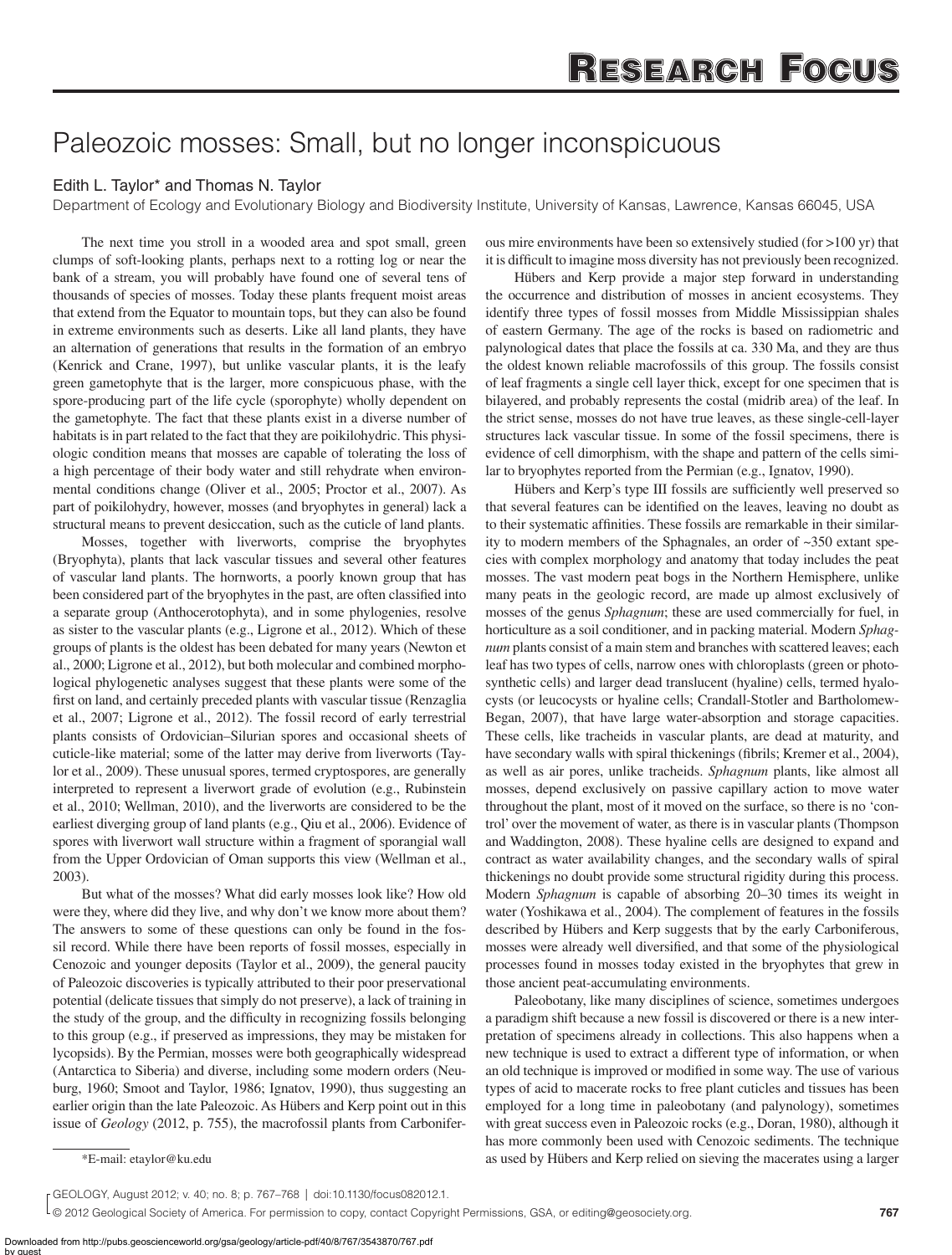# Paleozoic mosses: Small, but no longer inconspicuous

**Edith L. Taylor\* and Thomas N. Taylor**

Department of Ecology and Evolutionary Biology and Biodiversity Institute, University of Kansas, Lawrence, Kansas 66045, USA

The next time you stroll in a wooded area and spot small, green clumps of soft-looking plants, perhaps next to a rotting log or near the bank of a stream, you will probably have found one of several tens of thousands of species of mosses. Today these plants frequent moist areas that extend from the Equator to mountain tops, but they can also be found in extreme environments such as deserts. Like all land plants, they have an alternation of generations that results in the formation of an embryo (Kenrick and Crane, 1997), but unlike vascular plants, it is the leafy green gametophyte that is the larger, more conspicuous phase, with the spore-producing part of the life cycle (sporophyte) wholly dependent on the gametophyte. The fact that these plants exist in a diverse number of habitats is in part related to the fact that they are poikilohydric. This physiologic condition means that mosses are capable of tolerating the loss of a high percentage of their body water and still rehydrate when environmental conditions change (Oliver et al., 2005; Proctor et al., 2007). As part of poikilohydry, however, mosses (and bryophytes in general) lack a structural means to prevent desiccation, such as the cuticle of land plants.

Mosses, together with liverworts, comprise the bryophytes (Bryophyta), plants that lack vascular tissues and several other features of vascular land plants. The hornworts, a poorly known group that has been considered part of the bryophytes in the past, are often classified into a separate group (Anthocerotophyta), and in some phylogenies, resolve as sister to the vascular plants (e.g., Ligrone et al., 2012). Which of these groups of plants is the oldest has been debated for many years (Newton et al., 2000; Ligrone et al., 2012), but both molecular and combined morphological phylogenetic analyses suggest that these plants were some of the first on land, and certainly preceded plants with vascular tissue (Renzaglia et al., 2007; Ligrone et al., 2012). The fossil record of early terrestrial plants consists of Ordovician–Silurian spores and occasional sheets of cuticle-like material; some of the latter may derive from liverworts (Taylor et al., 2009). These unusual spores, termed cryptospores, are generally interpreted to represent a liverwort grade of evolution (e.g., Rubinstein et al., 2010; Wellman, 2010), and the liverworts are considered to be the earliest diverging group of land plants (e.g., Qiu et al., 2006). Evidence of spores with liverwort wall structure within a fragment of sporangial wall from the Upper Ordovician of Oman supports this view (Wellman et al., 2003).

But what of the mosses? What did early mosses look like? How old were they, where did they live, and why don't we know more about them? The answers to some of these questions can only be found in the fossil record. While there have been reports of fossil mosses, especially in Cenozoic and younger deposits (Taylor et al., 2009), the general paucity of Paleozoic discoveries is typically attributed to their poor preservational potential (delicate tissues that simply do not preserve), a lack of training in the study of the group, and the difficulty in recognizing fossils belonging to this group (e.g., if preserved as impressions, they may be mistaken for lycopsids). By the Permian, mosses were both geographically widespread (Antarctica to Siberia) and diverse, including some modern orders (Neuburg, 1960; Smoot and Taylor, 1986; Ignatov, 1990), thus suggesting an earlier origin than the late Paleozoic. As Hübers and Kerp point out in this issue of *Geology* (2012, p. 755), the macrofossil plants from Carboniferous mire environments have been so extensively studied (for >100 yr) that it is difficult to imagine moss diversity has not previously been recognized.

Hübers and Kerp provide a major step forward in understanding the occurrence and distribution of mosses in ancient ecosystems. They identify three types of fossil mosses from Middle Mississippian shales of eastern Germany. The age of the rocks is based on radiometric and palynological dates that place the fossils at ca. 330 Ma, and they are thus the oldest known reliable macrofossils of this group. The fossils consist of leaf fragments a single cell layer thick, except for one specimen that is bilayered, and probably represents the costal (midrib area) of the leaf. In the strict sense, mosses do not have true leaves, as these single-cell-layer structures lack vascular tissue. In some of the fossil specimens, there is evidence of cell dimorphism, with the shape and pattern of the cells similar to bryophytes reported from the Permian (e.g., Ignatov, 1990).

Hübers and Kerp's type III fossils are sufficiently well preserved so that several features can be identified on the leaves, leaving no doubt as to their systematic affinities. These fossils are remarkable in their similarity to modern members of the Sphagnales, an order of ~350 extant species with complex morphology and anatomy that today includes the peat mosses. The vast modern peat bogs in the Northern Hemisphere, unlike many peats in the geologic record, are made up almost exclusively of mosses of the genus *Sphagnum*; these are used commercially for fuel, in horticulture as a soil conditioner, and in packing material. Modern *Sphagnum* plants consist of a main stem and branches with scattered leaves; each leaf has two types of cells, narrow ones with chloroplasts (green or photosynthetic cells) and larger dead translucent (hyaline) cells, termed hyalocysts (or leucocysts or hyaline cells; Crandall-Stotler and Bartholomew-Began, 2007), that have large water-absorption and storage capacities. These cells, like tracheids in vascular plants, are dead at maturity, and have secondary walls with spiral thickenings (fibrils; Kremer et al., 2004), as well as air pores, unlike tracheids. *Sphagnum* plants, like almost all mosses, depend exclusively on passive capillary action to move water throughout the plant, most of it moved on the surface, so there is no 'control' over the movement of water, as there is in vascular plants (Thompson and Waddington, 2008). These hyaline cells are designed to expand and contract as water availability changes, and the secondary walls of spiral thickenings no doubt provide some structural rigidity during this process. Modern *Sphagnum* is capable of absorbing 20–30 times its weight in water (Yoshikawa et al., 2004). The complement of features in the fossils described by Hübers and Kerp suggests that by the early Carboniferous, mosses were already well diversified, and that some of the physiological processes found in mosses today existed in the bryophytes that grew in those ancient peat-accumulating environments.

Paleobotany, like many disciplines of science, sometimes undergoes a paradigm shift because a new fossil is discovered or there is a new interpretation of specimens already in collections. This also happens when a new technique is used to extract a different type of information, or when an old technique is improved or modified in some way. The use of various types of acid to macerate rocks to free plant cuticles and tissues has been employed for a long time in paleobotany (and palynology), sometimes with great success even in Paleozoic rocks (e.g., Doran, 1980), although it has more commonly been used with Cenozoic sediments. The technique as used by Hübers and Kerp relied on sieving the macerates using a larger

\*E-mail: etaylor@ku.edu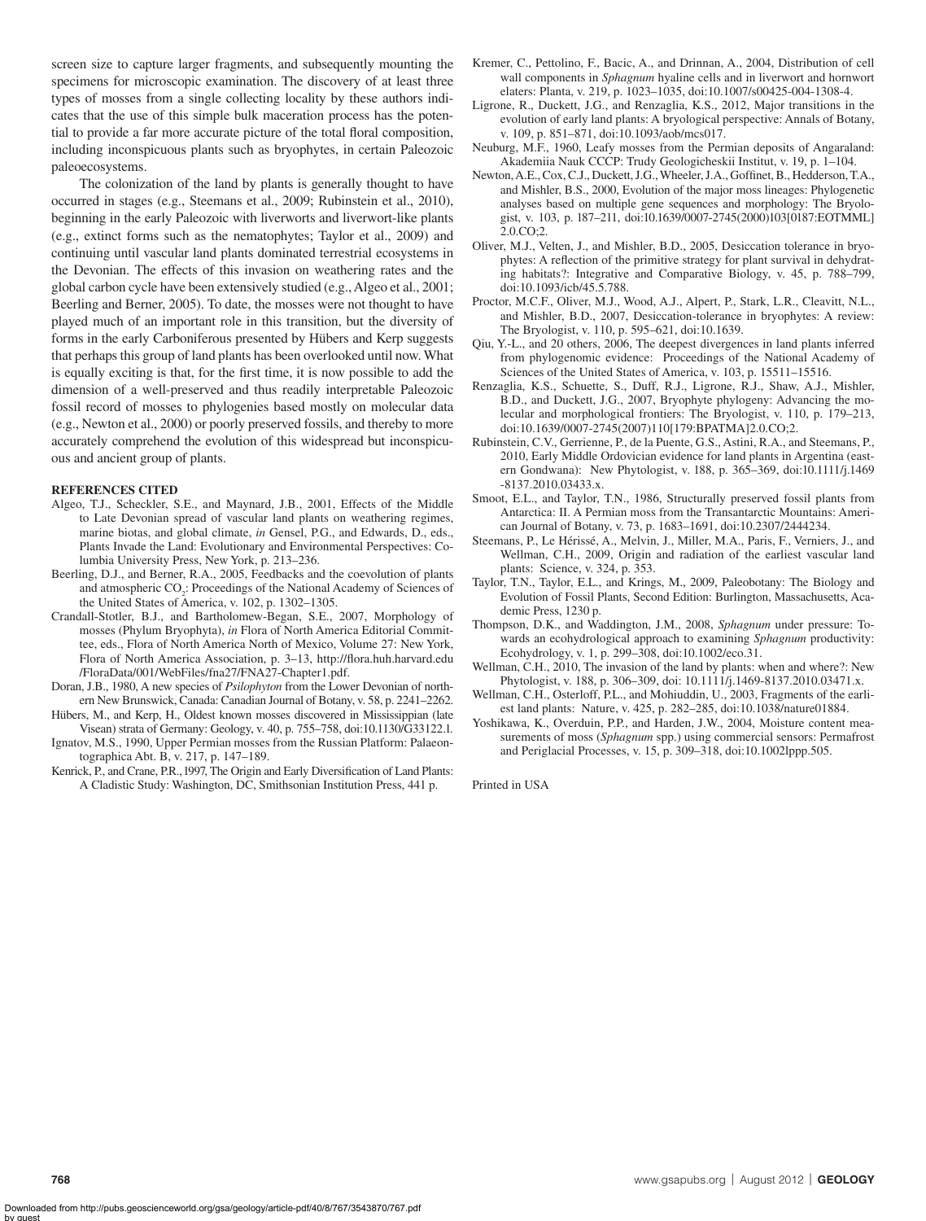screen size to capture larger fragments, and subsequently mounting the specimens for microscopic examination. The discovery of at least three types of mosses from a single collecting locality by these authors indicates that the use of this simple bulk maceration process has the potential to provide a far more accurate picture of the total floral composition, including inconspicuous plants such as bryophytes, in certain Paleozoic paleoecosystems.

The colonization of the land by plants is generally thought to have occurred in stages (e.g., Steemans et al., 2009; Rubinstein et al., 2010), beginning in the early Paleozoic with liverworts and liverwort-like plants (e.g., extinct forms such as the nematophytes; Taylor et al., 2009) and continuing until vascular land plants dominated terrestrial ecosystems in the Devonian. The effects of this invasion on weathering rates and the global carbon cycle have been extensively studied (e.g., Algeo et al., 2001; Beerling and Berner, 2005). To date, the mosses were not thought to have played much of an important role in this transition, but the diversity of forms in the early Carboniferous presented by Hübers and Kerp suggests that perhaps this group of land plants has been overlooked until now. What is equally exciting is that, for the first time, it is now possible to add the dimension of a well-preserved and thus readily interpretable Paleozoic fossil record of mosses to phylogenies based mostly on molecular data (e.g., Newton et al., 2000) or poorly preserved fossils, and thereby to more accurately comprehend the evolution of this widespread but inconspicuous and ancient group of plants.

## REFERENCES CITED

Algeo, T.J., Scheckler, S.E., and Maynard, J.B., 2001, Effects of the Middle to Late Devonian spread of vascular land plants on weathering regimes, marine biotas, and global climate, *in* Gensel, P.G., and Edwards, D., eds., Plants Invade the Land: Evolutionary and Environmental Perspectives: Columbia University Press, New York, p. 213–236.

Beerling, D.J., and Berner, R.A., 2005, Feedbacks and the coevolution of plants and atmospheric $CO_2$: Proceedings of the National Academy of Sciences of the United States of America, v. 102, p. 1302–1305.

Crandall-Stotler, B.J., and Bartholomew-Began, S.E., 2007, Morphology of mosses (Phylum Bryophyta), *in* Flora of North America Editorial Committee, eds., Flora of North America North of Mexico, Volume 27: New York, Flora of North America Association, p. 3–13, http://flora.huh.harvard.edu/FloraData/001/WebFiles/fna27/FNA27-Chapter1.pdf.

Doran, J.B., 1980, A new species of *Psilophyton* from the Lower Devonian of northern New Brunswick, Canada: Canadian Journal of Botany, v. 58, p. 2241–2262.

Hübers, M., and Kerp, H., Oldest known mosses discovered in Mississippian (late Visean) strata of Germany: Geology, v. 40, p. 755–758, doi:10.1130/G33122.1.

Ignatov, M.S., 1990, Upper Permian mosses from the Russian Platform: Palaeontographica Abt. B, v. 217, p. 147–189.

Kenrick, P., and Crane, P.R., 1997, The Origin and Early Diversification of Land Plants: A Cladistic Study: Washington, DC, Smithsonian Institution Press, 441 p.

Kremer, C., Pettolino, F., Bacic, A., and Drinnan, A., 2004, Distribution of cell wall components in *Sphagnum* hyaline cells and in liverwort and hornwort elaters: Planta, v. 219, p. 1023–1035, doi:10.1007/s00425-004-1308-4.

Ligrone, R., Duckett, J.G., and Renzaglia, K.S., 2012, Major transitions in the evolution of early land plants: A bryological perspective: Annals of Botany, v. 109, p. 851–871, doi:10.1093/aob/mcs017.

Neuburg, M.F., 1960, Leafy mosses from the Permian deposits of Angaraland: Akademiia Nauk CCCP: Trudy Geologicheskii Institut, v. 19, p. 1–104.

Newton, A.E., Cox, C.J., Duckett, J.G., Wheeler, J.A., Goffinet, B., Hedderson, T.A., and Mishler, B.S., 2000, Evolution of the major moss lineages: Phylogenetic analyses based on multiple gene sequences and morphology: The Bryologist, v. 103, p. 187–211, doi:10.1639/0007-2745(2000)103[0187:EOTMML]2.0.CO;2.

Oliver, M.J., Velten, J., and Mishler, B.D., 2005, Desiccation tolerance in bryophytes: A reflection of the primitive strategy for plant survival in dehydrating habitats?: Integrative and Comparative Biology, v. 45, p. 788–799, doi:10.1093/icb/45.5.788.

Proctor, M.C.F., Oliver, M.J., Wood, A.J., Alpert, P., Stark, L.R., Cleavitt, N.L., and Mishler, B.D., 2007, Desiccation-tolerance in bryophytes: A review: The Bryologist, v. 110, p. 595–621, doi:10.1639.

Qiu, Y.-L., and 20 others, 2006, The deepest divergences in land plants inferred from phylogenomic evidence: Proceedings of the National Academy of Sciences of the United States of America, v. 103, p. 15511–15516.

Renzaglia, K.S., Schuette, S., Duff, R.J., Ligrone, R.J., Shaw, A.J., Mishler, B.D., and Duckett, J.G., 2007, Bryophyte phylogeny: Advancing the molecular and morphological frontiers: The Bryologist, v. 110, p. 179–213, doi:10.1639/0007-2745(2007)110[179:BPATMA]2.0.CO;2.

Rubinstein, C.V., Gerrienne, P., de la Puente, G.S., Astini, R.A., and Steemans, P., 2010, Early Middle Ordovician evidence for land plants in Argentina (eastern Gondwana): New Phytologist, v. 188, p. 365–369, doi:10.1111/j.1469-8137.2010.03433.x.

Smoot, E.L., and Taylor, T.N., 1986, Structurally preserved fossil plants from Antarctica: II. A Permian moss from the Transantarctic Mountains: American Journal of Botany, v. 73, p. 1683–1691, doi:10.2307/2444234.

Steemans, P., Le Hérissé, A., Melvin, J., Miller, M.A., Paris, F., Verniers, J., and Wellman, C.H., 2009, Origin and radiation of the earliest vascular land plants: Science, v. 324, p. 353.

Taylor, T.N., Taylor, E.L., and Krings, M., 2009, Paleobotany: The Biology and Evolution of Fossil Plants, Second Edition: Burlington, Massachusetts, Academic Press, 1230 p.

Thompson, D.K., and Waddington, J.M., 2008, *Sphagnum* under pressure: Towards an ecohydrological approach to examining *Sphagnum* productivity: Ecohydrology, v. 1, p. 299–308, doi:10.1002/eco.31.

Wellman, C.H., 2010, The invasion of the land by plants: when and where?: New Phytologist, v. 188, p. 306–309, doi: 10.1111/j.1469-8137.2010.03471.x.

Wellman, C.H., Osterloff, P.L., and Mohiuddin, U., 2003, Fragments of the earliest land plants: Nature, v. 425, p. 282–285, doi:10.1038/nature01884.

Yoshikawa, K., Overduin, P.P., and Harden, J.W., 2004, Moisture content measurements of moss (*Sphagnum* spp.) using commercial sensors: Permafrost and Periglacial Processes, v. 15, p. 309–318, doi:10.1002lppp.505.

Printed in USA